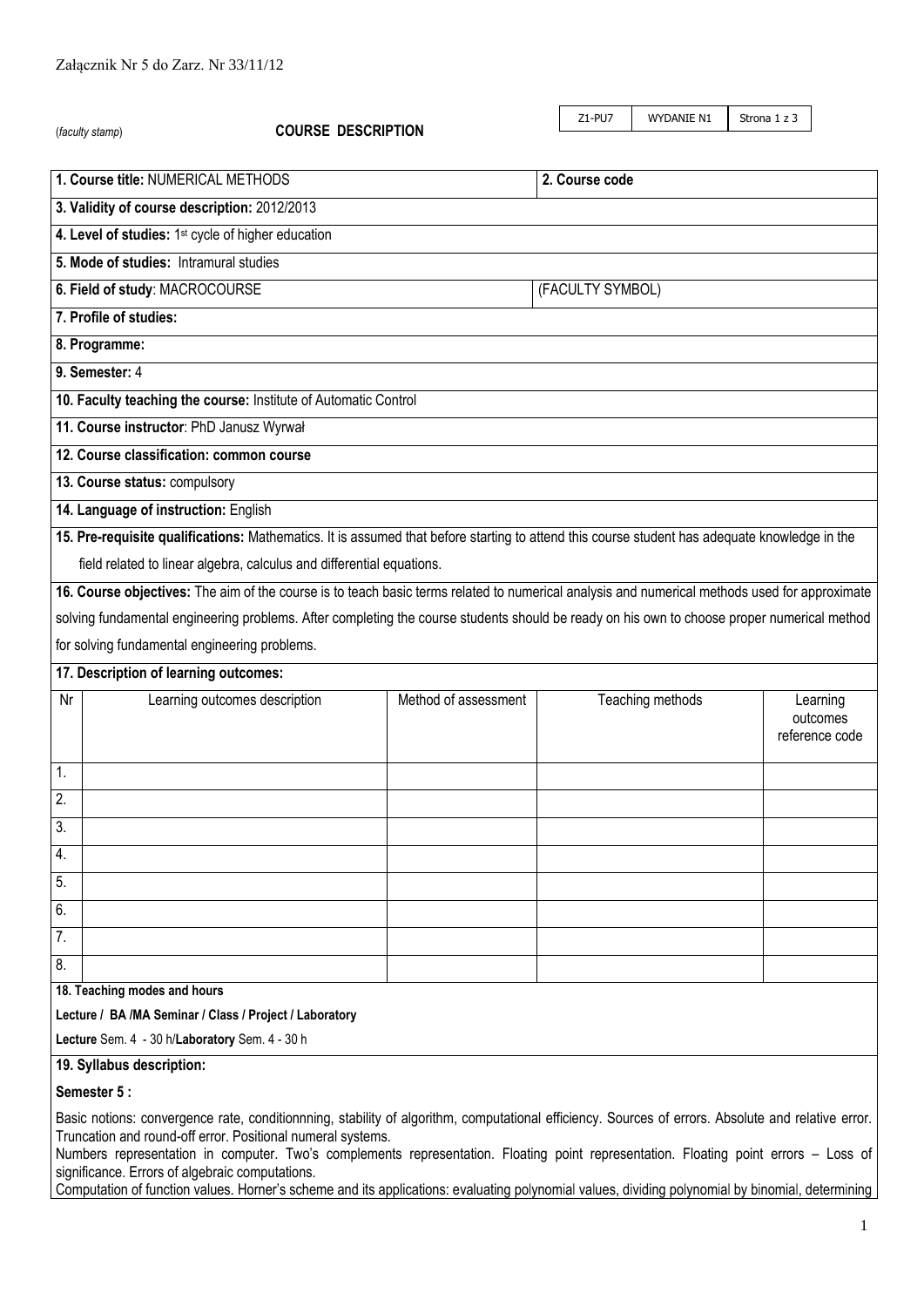Załącznik Nr 5 do Zarz. Nr 33/11/12

| Z1-PU7 | WYDANIE N1 | Strona 1 z 3 |
|---|---|---|

(*faculty stamp*) **COURSE DESCRIPTION**

| | |
|---|---|
| **1. Course title:** NUMERICAL METHODS | **2. Course code** |
| **3. Validity of course description:** 2012/2013 | |
| **4. Level of studies:** 1st cycle of higher education | |
| **5. Mode of studies:** Intramural studies | |
| **6. Field of study**: MACROCOURSE | (FACULTY SYMBOL) |
| **7. Profile of studies:** | |
| **8. Programme:** | |
| **9. Semester:** 4 | |
| **10. Faculty teaching the course:** Institute of Automatic Control | |
| **11. Course instructor**: PhD Janusz Wyrwał | |
| **12. Course classification: common course** | |
| **13. Course status:** compulsory | |
| **14. Language of instruction:** English | |

**15. Pre-requisite qualifications:** Mathematics. It is assumed that before starting to attend this course student has adequate knowledge in the field related to linear algebra, calculus and differential equations.

**16. Course objectives:** The aim of the course is to teach basic terms related to numerical analysis and numerical methods used for approximate solving fundamental engineering problems. After completing the course students should be ready on his own to choose proper numerical method for solving fundamental engineering problems.

**17. Description of learning outcomes:**

| Nr | Learning outcomes description | Method of assessment | Teaching methods | Learning outcomes reference code |
|---|---|---|---|---|
| 1. | | | | |
| 2. | | | | |
| 3. | | | | |
| 4. | | | | |
| 5. | | | | |
| 6. | | | | |
| 7. | | | | |
| 8. | | | | |

**18. Teaching modes and hours**

**Lecture / BA /MA Seminar / Class / Project / Laboratory**

**Lecture** Sem. 4 - 30 h/**Laboratory** Sem. 4 - 30 h

**19. Syllabus description:**

**Semester 5 :**

Basic notions: convergence rate, conditionnning, stability of algorithm, computational efficiency. Sources of errors. Absolute and relative error. Truncation and round-off error. Positional numeral systems.
Numbers representation in computer. Two's complements representation. Floating point representation. Floating point errors – Loss of significance. Errors of algebraic computations.
Computation of function values. Horner's scheme and its applications: evaluating polynomial values, dividing polynomial by binomial, determining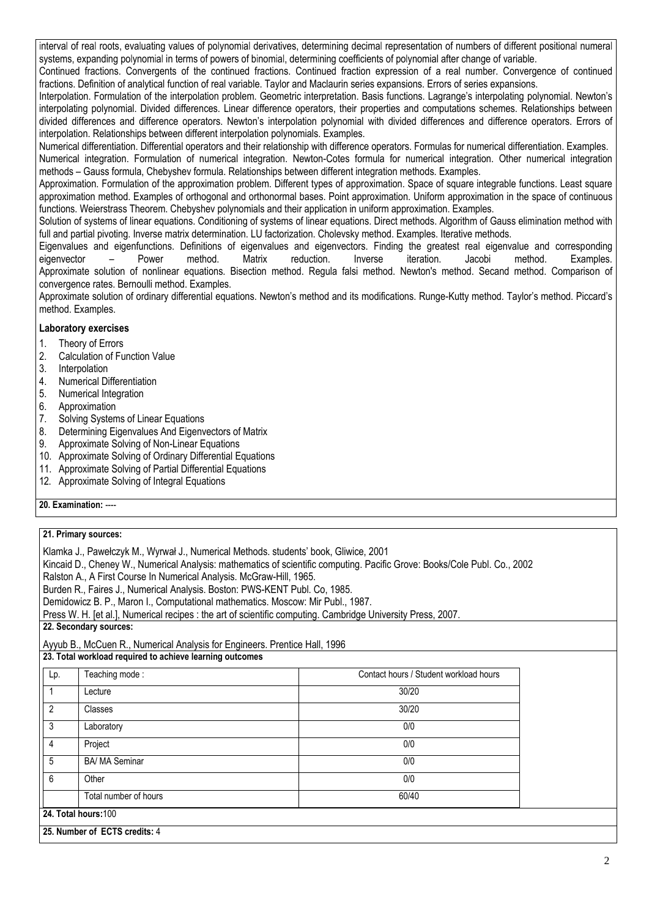interval of real roots, evaluating values of polynomial derivatives, determining decimal representation of numbers of different positional numeral systems, expanding polynomial in terms of powers of binomial, determining coefficients of polynomial after change of variable.

Continued fractions. Convergents of the continued fractions. Continued fraction expression of a real number. Convergence of continued fractions. Definition of analytical function of real variable. Taylor and Maclaurin series expansions. Errors of series expansions.

Interpolation. Formulation of the interpolation problem. Geometric interpretation. Basis functions. Lagrange's interpolating polynomial. Newton's interpolating polynomial. Divided differences. Linear difference operators, their properties and computations schemes. Relationships between divided differences and difference operators. Newton's interpolation polynomial with divided differences and difference operators. Errors of interpolation. Relationships between different interpolation polynomials. Examples.

Numerical differentiation. Differential operators and their relationship with difference operators. Formulas for numerical differentiation. Examples.

Numerical integration. Formulation of numerical integration. Newton-Cotes formula for numerical integration. Other numerical integration methods – Gauss formula, Chebyshev formula. Relationships between different integration methods. Examples.

Approximation. Formulation of the approximation problem. Different types of approximation. Space of square integrable functions. Least square approximation method. Examples of orthogonal and orthonormal bases. Point approximation. Uniform approximation in the space of continuous functions. Weierstrass Theorem. Chebyshev polynomials and their application in uniform approximation. Examples.

Solution of systems of linear equations. Conditioning of systems of linear equations. Direct methods. Algorithm of Gauss elimination method with full and partial pivoting. Inverse matrix determination. LU factorization. Cholevsky method. Examples. Iterative methods.

Eigenvalues and eigenfunctions. Definitions of eigenvalues and eigenvectors. Finding the greatest real eigenvalue and corresponding eigenvector – Power method. Matrix reduction. Inverse iteration. Jacobi method. Examples.

Approximate solution of nonlinear equations. Bisection method. Regula falsi method. Newton's method. Secand method. Comparison of convergence rates. Bernoulli method. Examples.

Approximate solution of ordinary differential equations. Newton's method and its modifications. Runge-Kutty method. Taylor's method. Piccard's method. Examples.

**Laboratory exercises**

1. Theory of Errors
2. Calculation of Function Value
3. Interpolation
4. Numerical Differentiation
5. Numerical Integration
6. Approximation
7. Solving Systems of Linear Equations
8. Determining Eigenvalues And Eigenvectors of Matrix
9. Approximate Solving of Non-Linear Equations
10. Approximate Solving of Ordinary Differential Equations
11. Approximate Solving of Partial Differential Equations
12. Approximate Solving of Integral Equations

**20. Examination:** ----

**21. Primary sources:**

Klamka J., Pawełczyk M., Wyrwał J., Numerical Methods. students' book, Gliwice, 2001

Kincaid D., Cheney W., Numerical Analysis: mathematics of scientific computing. Pacific Grove: Books/Cole Publ. Co., 2002

Ralston A., A First Course In Numerical Analysis. McGraw-Hill, 1965.

Burden R., Faires J., Numerical Analysis. Boston: PWS-KENT Publ. Co, 1985.

Demidowicz B. P., Maron I., Computational mathematics. Moscow: Mir Publ., 1987.

Press W. H. [et al.], Numerical recipes : the art of scientific computing. Cambridge University Press, 2007.

**22. Secondary sources:**

Ayyub B., McCuen R., Numerical Analysis for Engineers. Prentice Hall, 1996

**23. Total workload required to achieve learning outcomes**

| Lp. | Teaching mode : | Contact hours / Student workload hours |
|---|---|---|
| 1 | Lecture | 30/20 |
| 2 | Classes | 30/20 |
| 3 | Laboratory | 0/0 |
| 4 | Project | 0/0 |
| 5 | BA/ MA Seminar | 0/0 |
| 6 | Other | 0/0 |
| | Total number of hours | 60/40 |

**24. Total hours:** 100

**25. Number of ECTS credits:** 4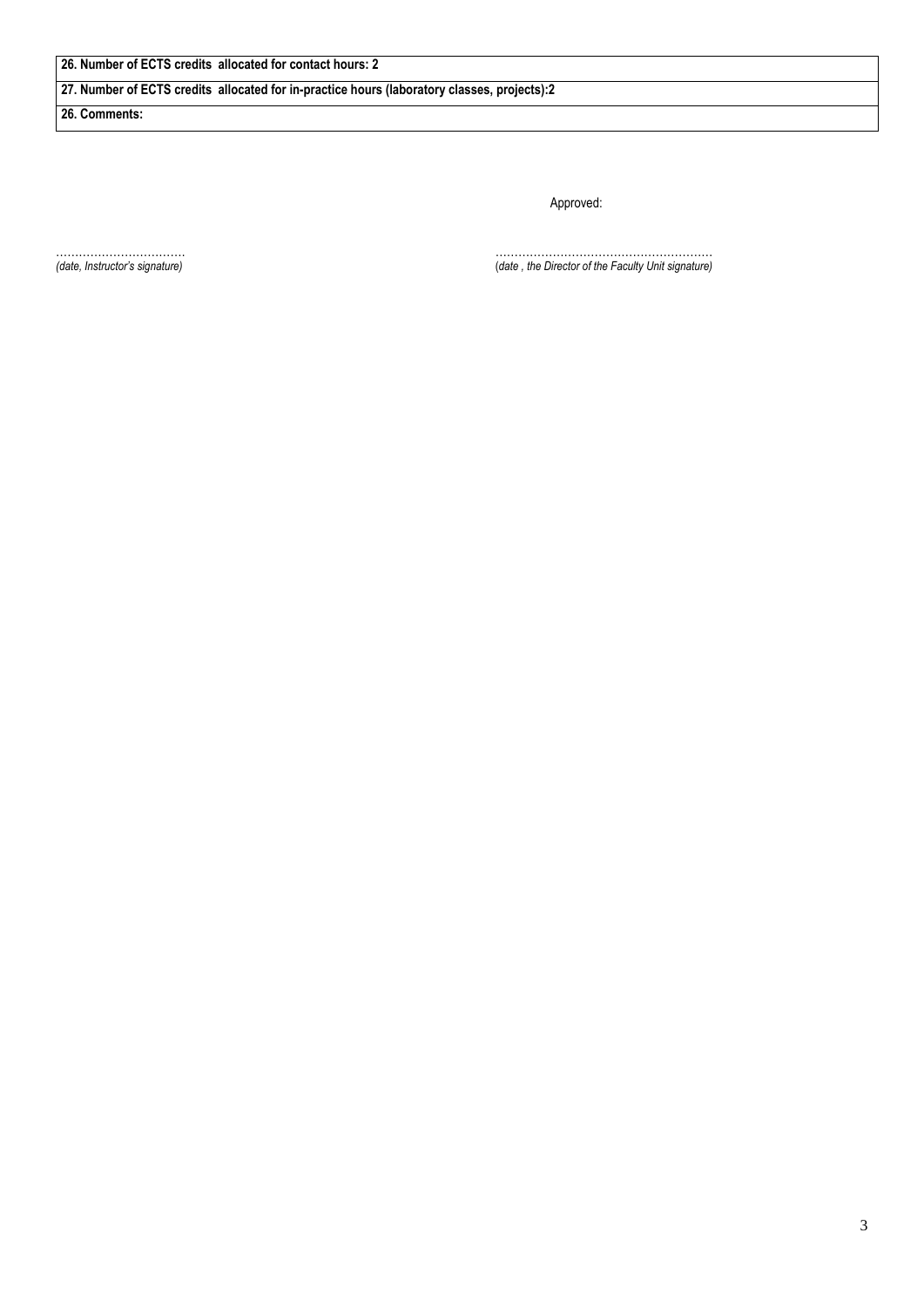| |
|---|
| **26. Number of ECTS credits allocated for contact hours: 2** |
| **27. Number of ECTS credits allocated for in-practice hours (laboratory classes, projects):2** |
| **26. Comments:** |

Approved:

……………………………. 
*(date, Instructor's signature)*

………………………………………………… 
(*date , the Director of the Faculty Unit signature)*